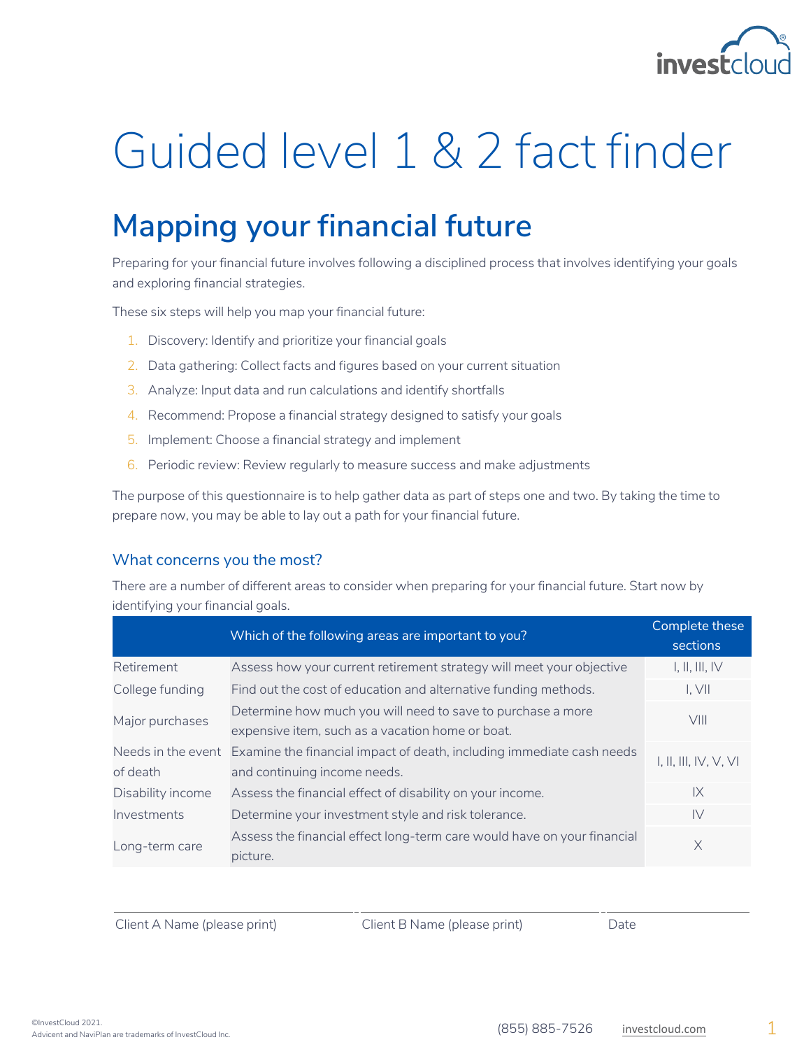# Guided level 1 & 2 fact finder

## Mapping your financial future

Preparing for your financial future involves following a disciplined process that involves identifying your goals and exploring financial strategies.

These six steps will help you map your financial future:

1. Discovery: Identify and prioritize your financial goals
2. Data gathering: Collect facts and figures based on your current situation
3. Analyze: Input data and run calculations and identify shortfalls
4. Recommend: Propose a financial strategy designed to satisfy your goals
5. Implement: Choose a financial strategy and implement
6. Periodic review: Review regularly to measure success and make adjustments

The purpose of this questionnaire is to help gather data as part of steps one and two. By taking the time to prepare now, you may be able to lay out a path for your financial future.

### What concerns you the most?

There are a number of different areas to consider when preparing for your financial future. Start now by identifying your financial goals.

| | Which of the following areas are important to you? | Complete these sections |
|---|---|---|
| Retirement | Assess how your current retirement strategy will meet your objective | I, II, III, IV |
| College funding | Find out the cost of education and alternative funding methods. | I, VII |
| Major purchases | Determine how much you will need to save to purchase a more expensive item, such as a vacation home or boat. | VIII |
| Needs in the event of death | Examine the financial impact of death, including immediate cash needs and continuing income needs. | I, II, III, IV, V, VI |
| Disability income | Assess the financial effect of disability on your income. | IX |
| Investments | Determine your investment style and risk tolerance. | IV |
| Long-term care | Assess the financial effect long-term care would have on your financial picture. | X |

Client A Name (please print) ____________________ Client B Name (please print) ____________________ Date ____________________

©InvestCloud 2021.
Advicent and NaviPlan are trademarks of InvestCloud Inc.

(855) 885-7526 investcloud.com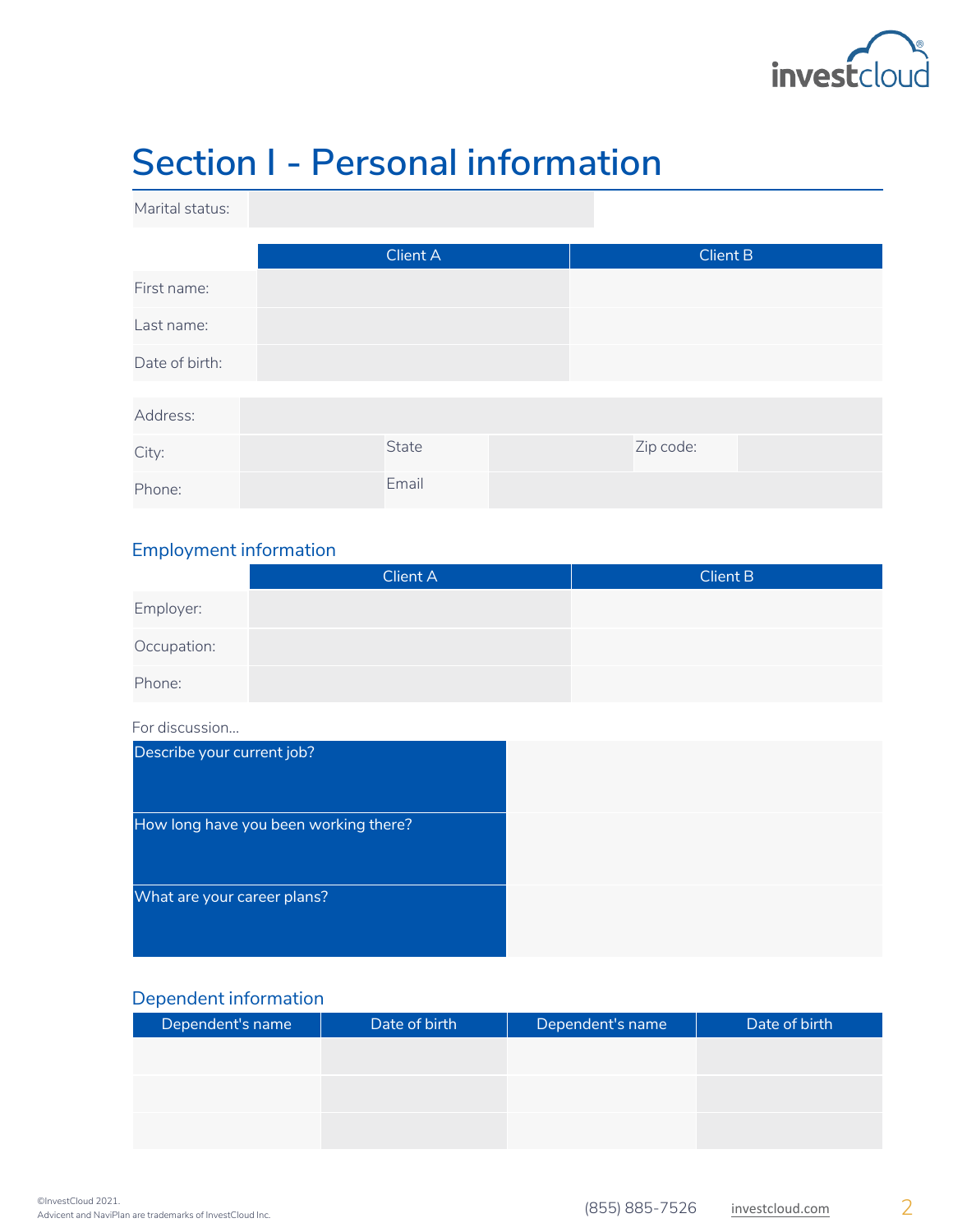# Section I - Personal information

| Marital status: | |
|---|---|

| | Client A | Client B |
|---|---|---|
| First name: | | |
| Last name: | | |
| Date of birth: | | |

| Address: | | | | | |
|---|---|---|---|---|---|
| City: | | State | | Zip code: | |
| Phone: | | Email | | | |

## Employment information

| | Client A | Client B |
|---|---|---|
| Employer: | | |
| Occupation: | | |
| Phone: | | |

For discussion...

| | |
|---|---|
| Describe your current job? | |
| How long have you been working there? | |
| What are your career plans? | |

## Dependent information

| Dependent's name | Date of birth | Dependent's name | Date of birth |
|---|---|---|---|
| | | | |
| | | | |
| | | | |

©InvestCloud 2021.
Advicent and NaviPlan are trademarks of InvestCloud Inc.

(855) 885-7526 investcloud.com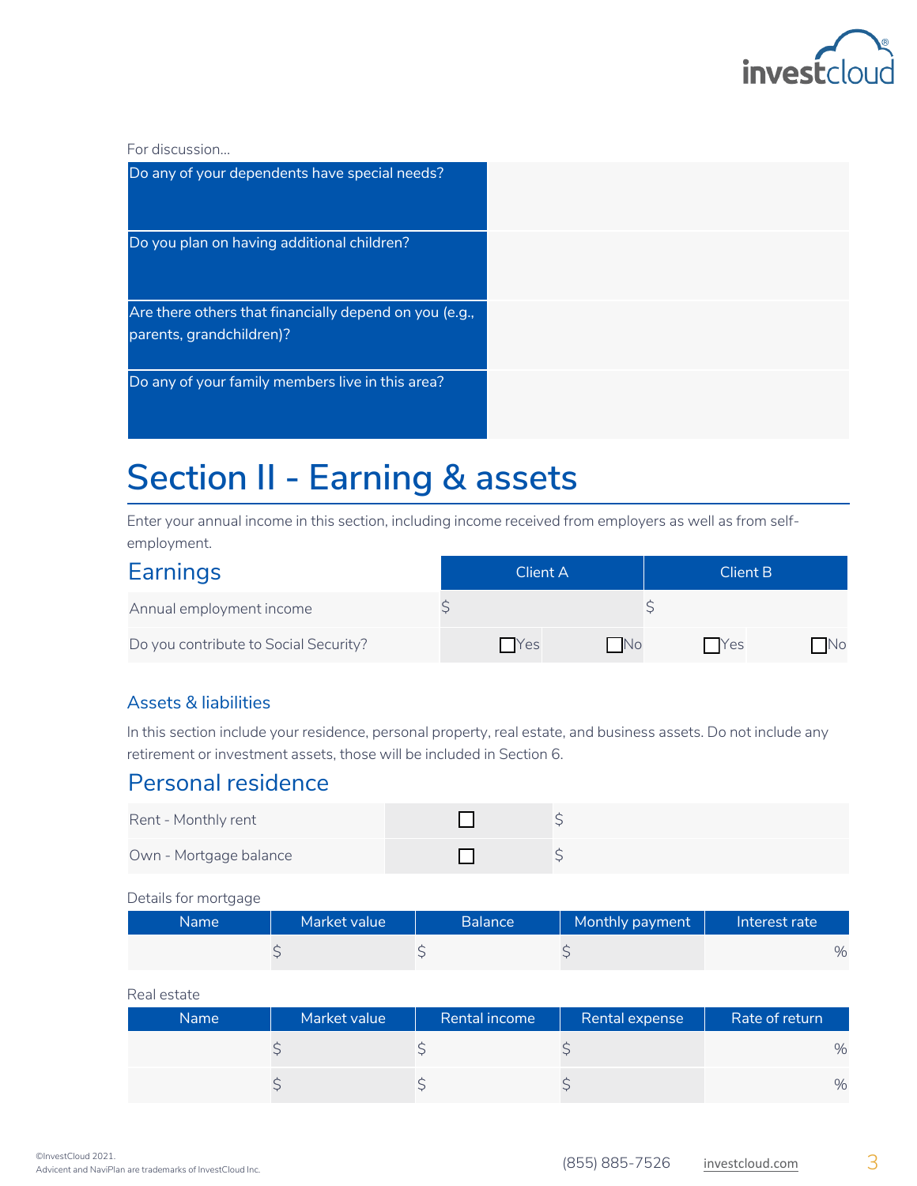For discussion...

| | |
|---|---|
| Do any of your dependents have special needs? | |
| Do you plan on having additional children? | |
| Are there others that financially depend on you (e.g., parents, grandchildren)? | |
| Do any of your family members live in this area? | |

# Section II - Earning & assets

Enter your annual income in this section, including income received from employers as well as from self-employment.

## Earnings

| Earnings | Client A | | Client B | |
|---|---|---|---|---|
| Annual employment income | $ | | $ | |
| Do you contribute to Social Security? | ☐Yes | ☐No | ☐Yes | ☐No |

### Assets & liabilities

In this section include your residence, personal property, real estate, and business assets. Do not include any retirement or investment assets, those will be included in Section 6.

## Personal residence

| | | |
|---|---|---|
| Rent - Monthly rent | ☐ | $ |
| Own - Mortgage balance | ☐ | $ |

Details for mortgage

| Name | Market value | Balance | Monthly payment | Interest rate |
|---|---|---|---|---|
| | $ | $ | $ | % |

Real estate

| Name | Market value | Rental income | Rental expense | Rate of return |
|---|---|---|---|---|
| | $ | $ | $ | % |
| | $ | $ | $ | % |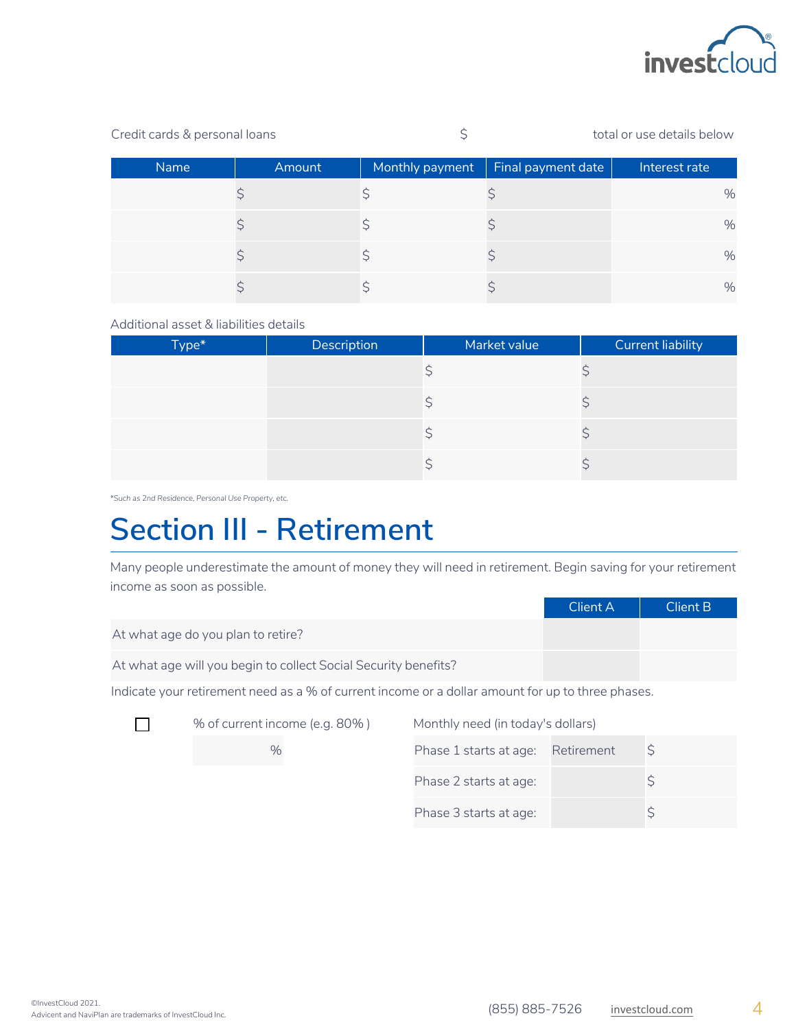Credit cards & personal loans $ total or use details below

| Name | Amount | Monthly payment | Final payment date | Interest rate |
|---|---|---|---|---|
| | $ | $ | $ | % |
| | $ | $ | $ | % |
| | $ | $ | $ | % |
| | $ | $ | $ | % |

Additional asset & liabilities details

| Type* | Description | Market value | Current liability |
|---|---|---|---|
| | | $ | $ |
| | | $ | $ |
| | | $ | $ |
| | | $ | $ |

*Such as 2nd Residence, Personal Use Property, etc.

# Section III - Retirement

Many people underestimate the amount of money they will need in retirement. Begin saving for your retirement income as soon as possible.

| | Client A | Client B |
|---|---|---|
| At what age do you plan to retire? | | |
| At what age will you begin to collect Social Security benefits? | | |

Indicate your retirement need as a % of current income or a dollar amount for up to three phases.

☐ % of current income (e.g. 80% )

%

Monthly need (in today's dollars)

| | | |
|---|---|---|
| Phase 1 starts at age: | Retirement | $ |
| Phase 2 starts at age: | | $ |
| Phase 3 starts at age: | | $ |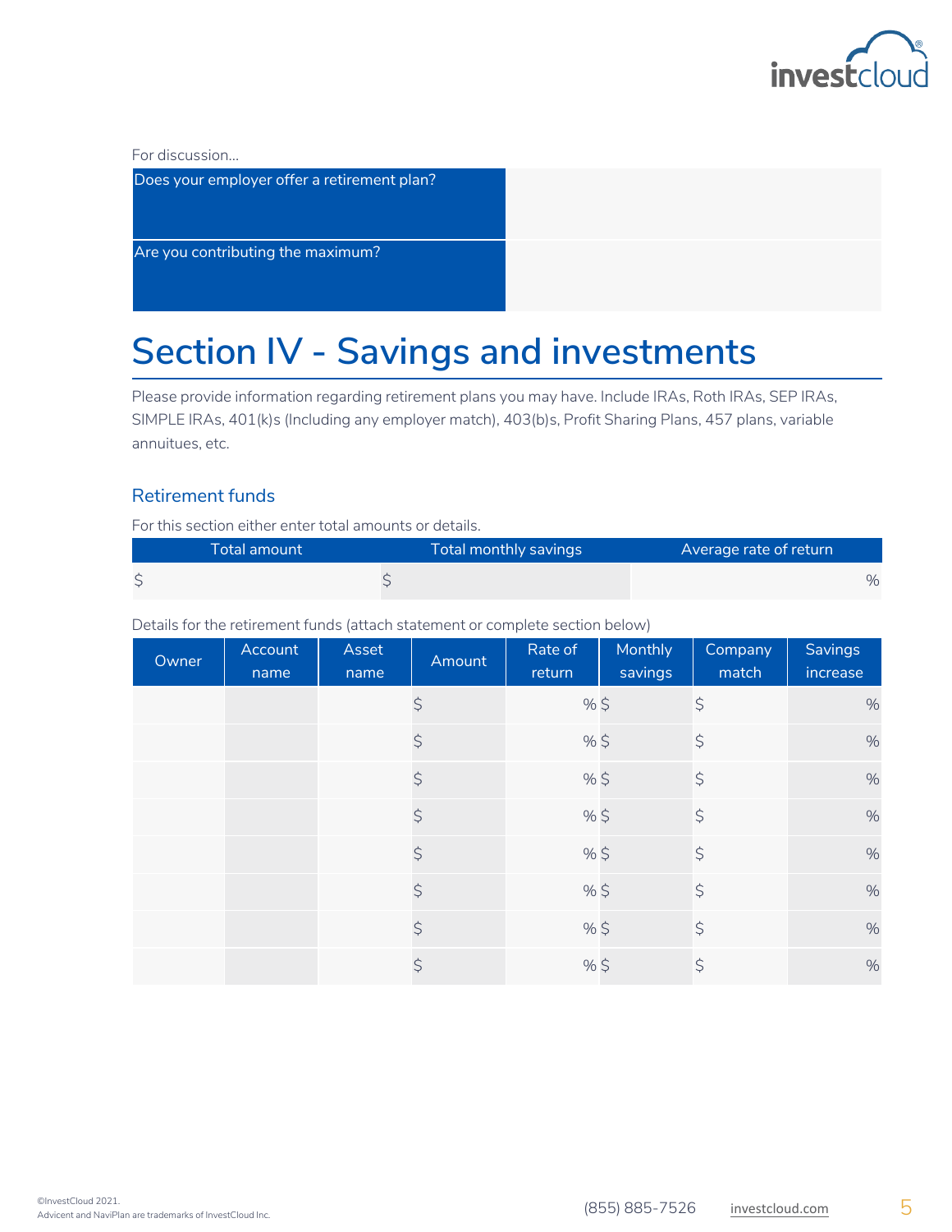For discussion...

| Does your employer offer a retirement plan? | |
| --- | --- |
| Are you contributing the maximum? | |

# Section IV - Savings and investments

Please provide information regarding retirement plans you may have. Include IRAs, Roth IRAs, SEP IRAs, SIMPLE IRAs, 401(k)s (Including any employer match), 403(b)s, Profit Sharing Plans, 457 plans, variable annuities, etc.

## Retirement funds

For this section either enter total amounts or details.

| Total amount | Total monthly savings | Average rate of return |
| --- | --- | --- |
| $ | $ | % |

Details for the retirement funds (attach statement or complete section below)

| Owner | Account name | Asset name | Amount | Rate of return | Monthly savings | Company match | Savings increase |
| --- | --- | --- | --- | --- | --- | --- | --- |
| | | | $ | % | $ | $ | % |
| | | | $ | % | $ | $ | % |
| | | | $ | % | $ | $ | % |
| | | | $ | % | $ | $ | % |
| | | | $ | % | $ | $ | % |
| | | | $ | % | $ | $ | % |
| | | | $ | % | $ | $ | % |
| | | | $ | % | $ | $ | % |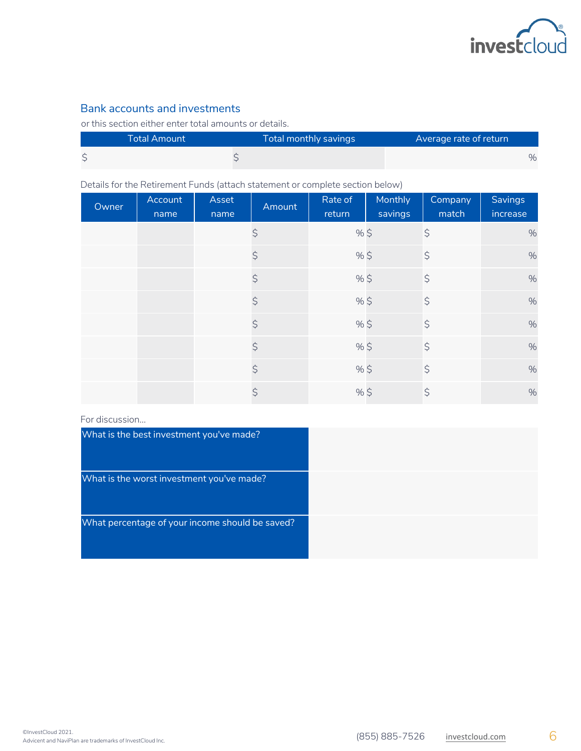## Bank accounts and investments

or this section either enter total amounts or details.

| Total Amount | Total monthly savings | Average rate of return |
|---|---|---|
| $ | $ | % |

Details for the Retirement Funds (attach statement or complete section below)

| Owner | Account name | Asset name | Amount | Rate of return | Monthly savings | Company match | Savings increase |
|---|---|---|---|---|---|---|---|
| | | | $ | % | $ | $ | % |
| | | | $ | % | $ | $ | % |
| | | | $ | % | $ | $ | % |
| | | | $ | % | $ | $ | % |
| | | | $ | % | $ | $ | % |
| | | | $ | % | $ | $ | % |
| | | | $ | % | $ | $ | % |
| | | | $ | % | $ | $ | % |

For discussion...

| What is the best investment you've made? | |
|---|---|
| What is the worst investment you've made? | |
| What percentage of your income should be saved? | |

©InvestCloud 2021.
Advicent and NaviPlan are trademarks of InvestCloud Inc.

(855) 885-7526 investcloud.com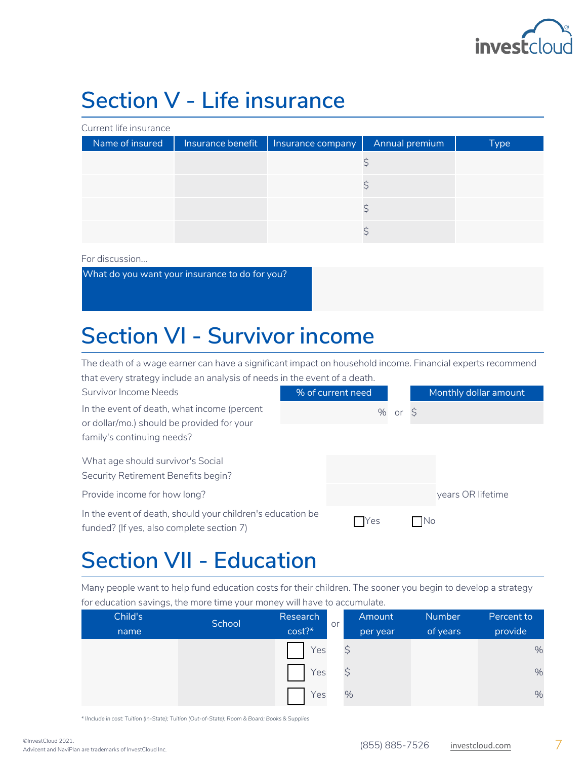# Section V - Life insurance

Current life insurance

| Name of insured | Insurance benefit | Insurance company | Annual premium | Type |
|---|---|---|---|---|
| | | | $ | |
| | | | $ | |
| | | | $ | |
| | | | $ | |

For discussion...

| What do you want your insurance to do for you? | |
|---|---|

# Section VI - Survivor income

The death of a wage earner can have a significant impact on household income. Financial experts recommend that every strategy include an analysis of needs in the event of a death.

| Survivor Income Needs | % of current need | | Monthly dollar amount |
|---|---|---|---|
| In the event of death, what income (percent or dollar/mo.) should be provided for your family's continuing needs? | % | or | $ |

What age should survivor's Social Security Retirement Benefits begin?

Provide income for how long? ______ years OR lifetime

In the event of death, should your children's education be funded? (If yes, also complete section 7) ☐ Yes ☐ No

# Section VII - Education

Many people want to help fund education costs for their children. The sooner you begin to develop a strategy for education savings, the more time your money will have to accumulate.

| Child's name | School | Research cost?* | or | Amount per year | Number of years | Percent to provide |
|---|---|---|---|---|---|---|
| | | ☐ Yes | | $ | | % |
| | | ☐ Yes | | $ | | % |
| | | ☐ Yes | | % | | % |

* IInclude in cost: Tuition (In-State); Tuition (Out-of-State); Room & Board; Books & Supplies

©InvestCloud 2021.
Advicent and NaviPlan are trademarks of InvestCloud Inc.

(855) 885-7526 investcloud.com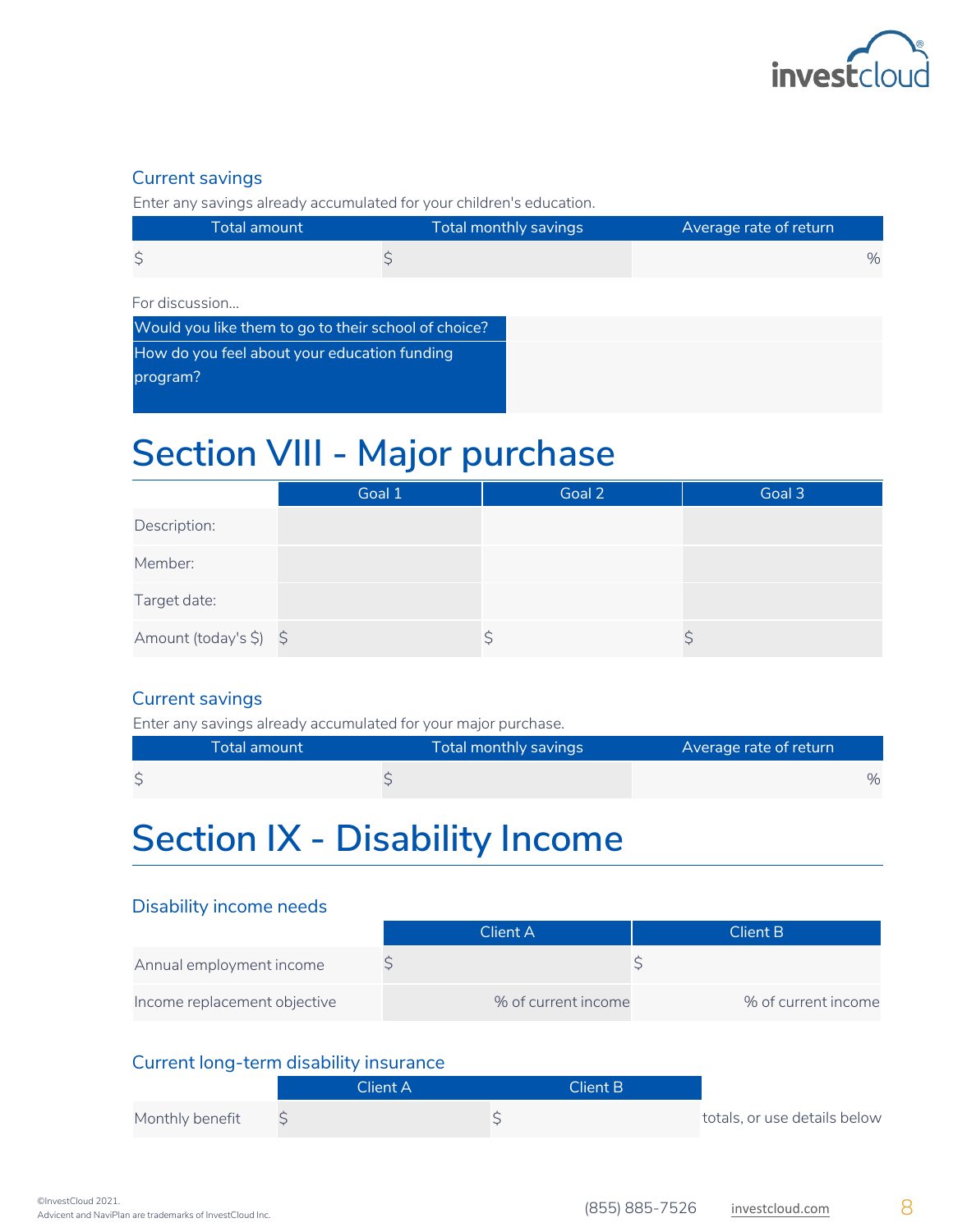### Current savings

Enter any savings already accumulated for your children's education.

| Total amount | Total monthly savings | Average rate of return |
|---|---|---|
| $ | $ | % |

For discussion...

| | |
|---|---|
| Would you like them to go to their school of choice? | |
| How do you feel about your education funding program? | |

# Section VIII - Major purchase

| | Goal 1 | Goal 2 | Goal 3 |
|---|---|---|---|
| Description: | | | |
| Member: | | | |
| Target date: | | | |
| Amount (today's $) | $ | $ | $ |

### Current savings

Enter any savings already accumulated for your major purchase.

| Total amount | Total monthly savings | Average rate of return |
|---|---|---|
| $ | $ | % |

# Section IX - Disability Income

### Disability income needs

| | Client A | Client B |
|---|---|---|
| Annual employment income | $ | $ |
| Income replacement objective | % of current income | % of current income |

### Current long-term disability insurance

| | Client A | Client B | |
|---|---|---|---|
| Monthly benefit | $ | $ | totals, or use details below |

©InvestCloud 2021.
Advicent and NaviPlan are trademarks of InvestCloud Inc.

(855) 885-7526 investcloud.com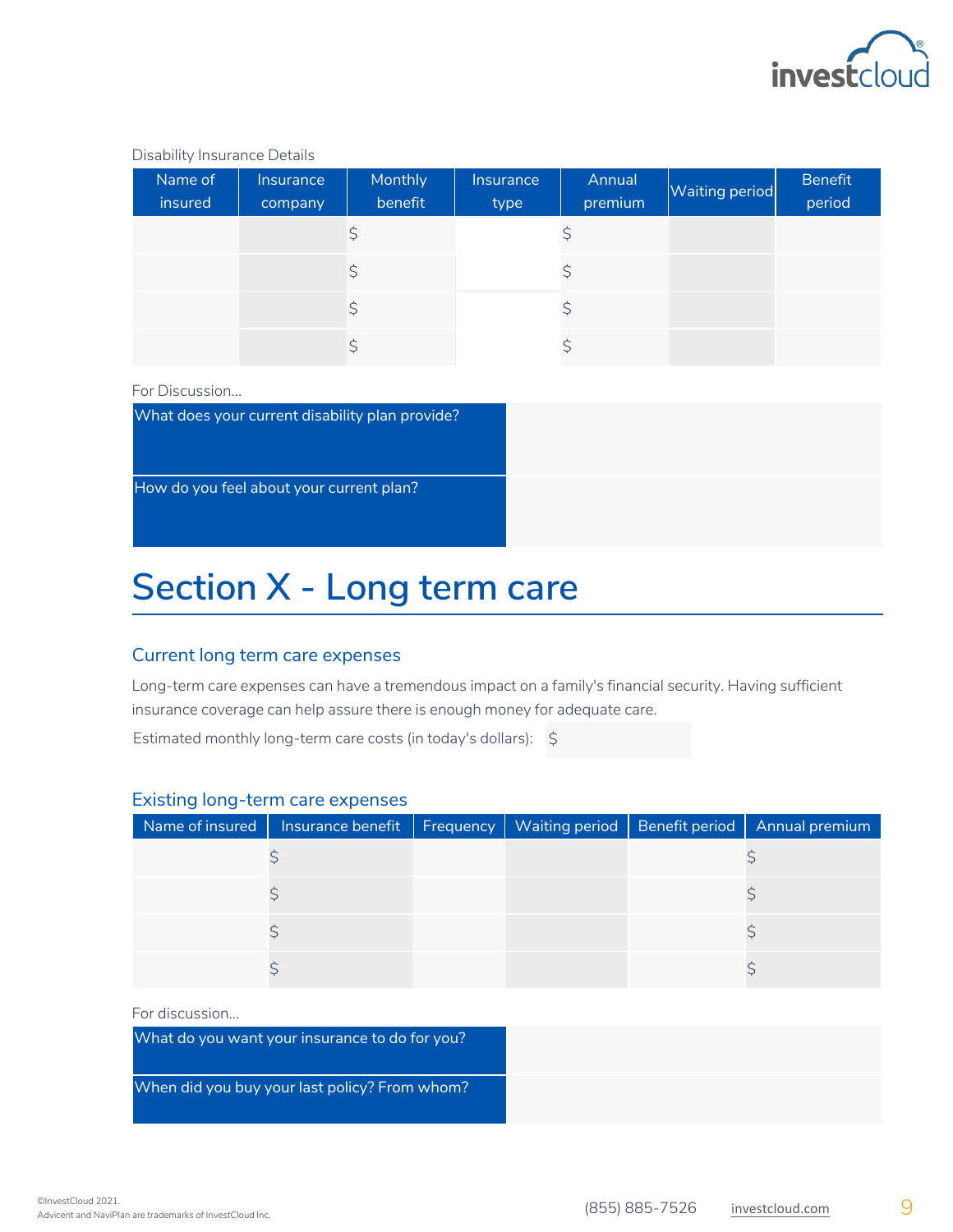Disability Insurance Details

| Name of insured | Insurance company | Monthly benefit | Insurance type | Annual premium | Waiting period | Benefit period |
|---|---|---|---|---|---|---|
| | | $ | | $ | | |
| | | $ | | $ | | |
| | | $ | | $ | | |
| | | $ | | $ | | |

For Discussion...

| | |
|---|---|
| What does your current disability plan provide? | |
| How do you feel about your current plan? | |

# Section X - Long term care

## Current long term care expenses

Long-term care expenses can have a tremendous impact on a family's financial security. Having sufficient insurance coverage can help assure there is enough money for adequate care.

Estimated monthly long-term care costs (in today's dollars): $

## Existing long-term care expenses

| Name of insured | Insurance benefit | Frequency | Waiting period | Benefit period | Annual premium |
|---|---|---|---|---|---|
| | $ | | | | $ |
| | $ | | | | $ |
| | $ | | | | $ |
| | $ | | | | $ |

For discussion...

| | |
|---|---|
| What do you want your insurance to do for you? | |
| When did you buy your last policy? From whom? | |

©InvestCloud 2021.
Advicent and NaviPlan are trademarks of InvestCloud Inc.